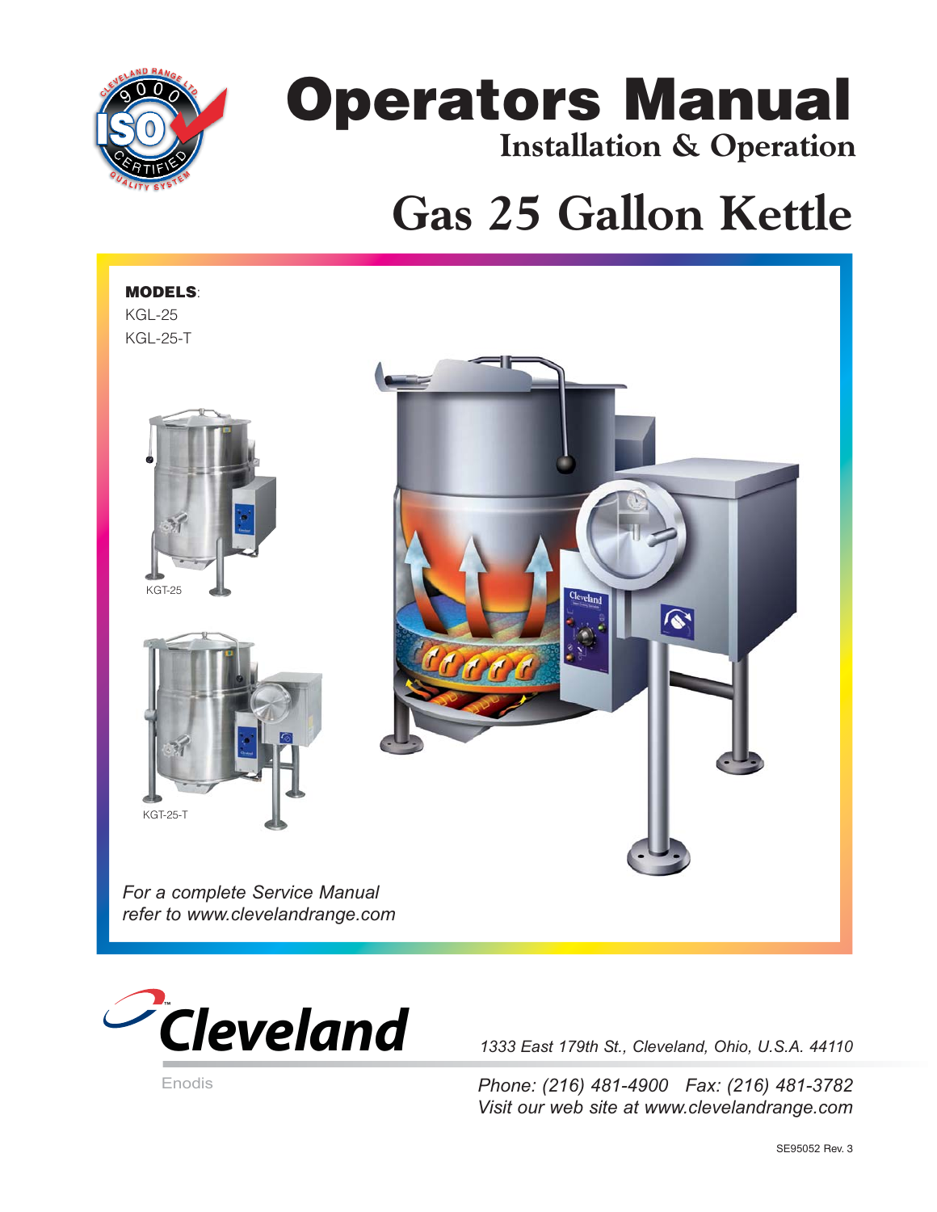# Operators Manual

## Installation & Operation

# Gas 25 Gallon Kettle

**MODELS**:
KGL-25
KGL-25-T

KGT-25

KGT-25-T

*For a complete Service Manual refer to www.clevelandrange.com*

Cleveland

Enodis

*1333 East 179th St., Cleveland, Ohio, U.S.A. 44110*

*Phone: (216) 481-4900 Fax: (216) 481-3782*
*Visit our web site at www.clevelandrange.com*

SE95052 Rev. 3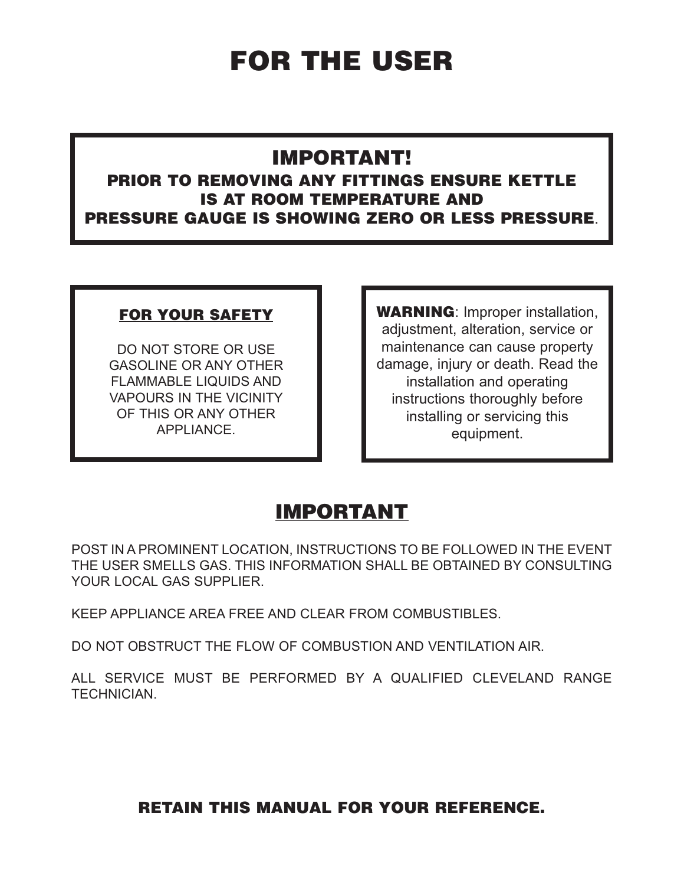# FOR THE USER

## IMPORTANT!

**PRIOR TO REMOVING ANY FITTINGS ENSURE KETTLE IS AT ROOM TEMPERATURE AND PRESSURE GAUGE IS SHOWING ZERO OR LESS PRESSURE.**

**FOR YOUR SAFETY**

DO NOT STORE OR USE GASOLINE OR ANY OTHER FLAMMABLE LIQUIDS AND VAPOURS IN THE VICINITY OF THIS OR ANY OTHER APPLIANCE.

**WARNING**: Improper installation, adjustment, alteration, service or maintenance can cause property damage, injury or death. Read the installation and operating instructions thoroughly before installing or servicing this equipment.

## IMPORTANT

POST IN A PROMINENT LOCATION, INSTRUCTIONS TO BE FOLLOWED IN THE EVENT THE USER SMELLS GAS. THIS INFORMATION SHALL BE OBTAINED BY CONSULTING YOUR LOCAL GAS SUPPLIER.

KEEP APPLIANCE AREA FREE AND CLEAR FROM COMBUSTIBLES.

DO NOT OBSTRUCT THE FLOW OF COMBUSTION AND VENTILATION AIR.

ALL SERVICE MUST BE PERFORMED BY A QUALIFIED CLEVELAND RANGE TECHNICIAN.

**RETAIN THIS MANUAL FOR YOUR REFERENCE.**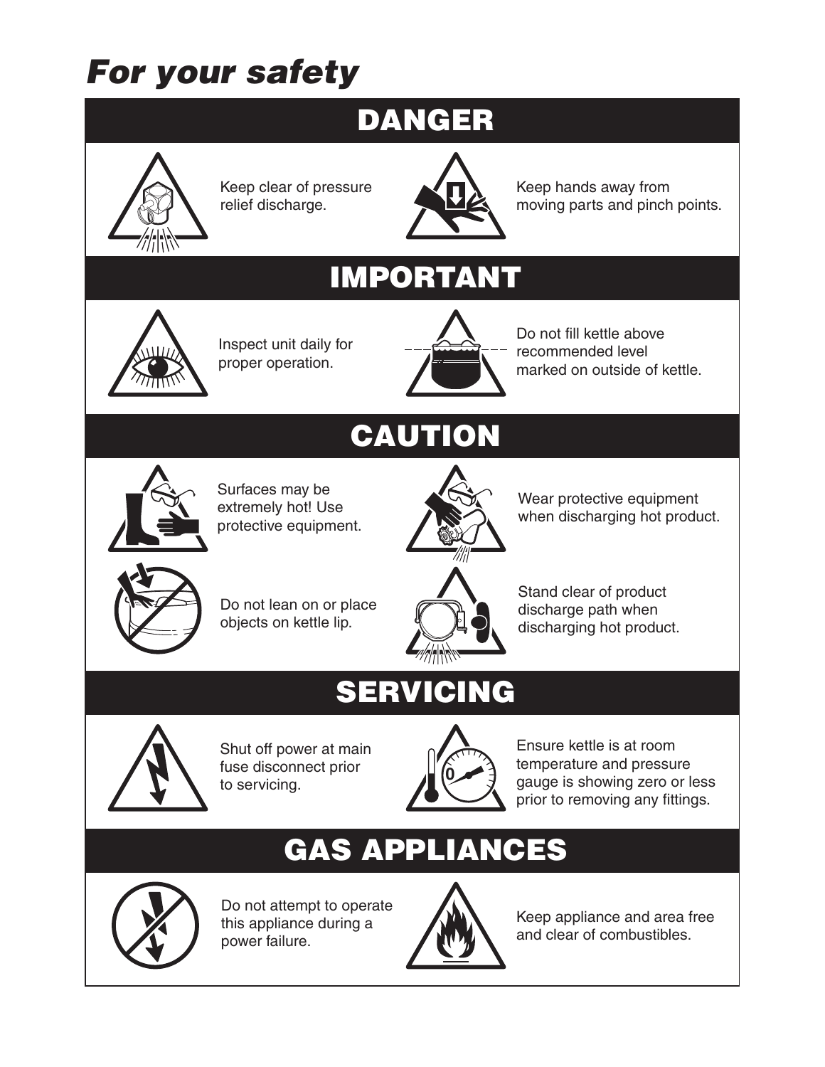# *For your safety*

## DANGER

Keep clear of pressure relief discharge.

Keep hands away from moving parts and pinch points.

## IMPORTANT

Inspect unit daily for proper operation.

Do not fill kettle above recommended level marked on outside of kettle.

## CAUTION

Surfaces may be extremely hot! Use protective equipment.

Wear protective equipment when discharging hot product.

Do not lean on or place objects on kettle lip.

Stand clear of product discharge path when discharging hot product.

## SERVICING

Shut off power at main fuse disconnect prior to servicing.

Ensure kettle is at room temperature and pressure gauge is showing zero or less prior to removing any fittings.

## GAS APPLIANCES

Do not attempt to operate this appliance during a power failure.

Keep appliance and area free and clear of combustibles.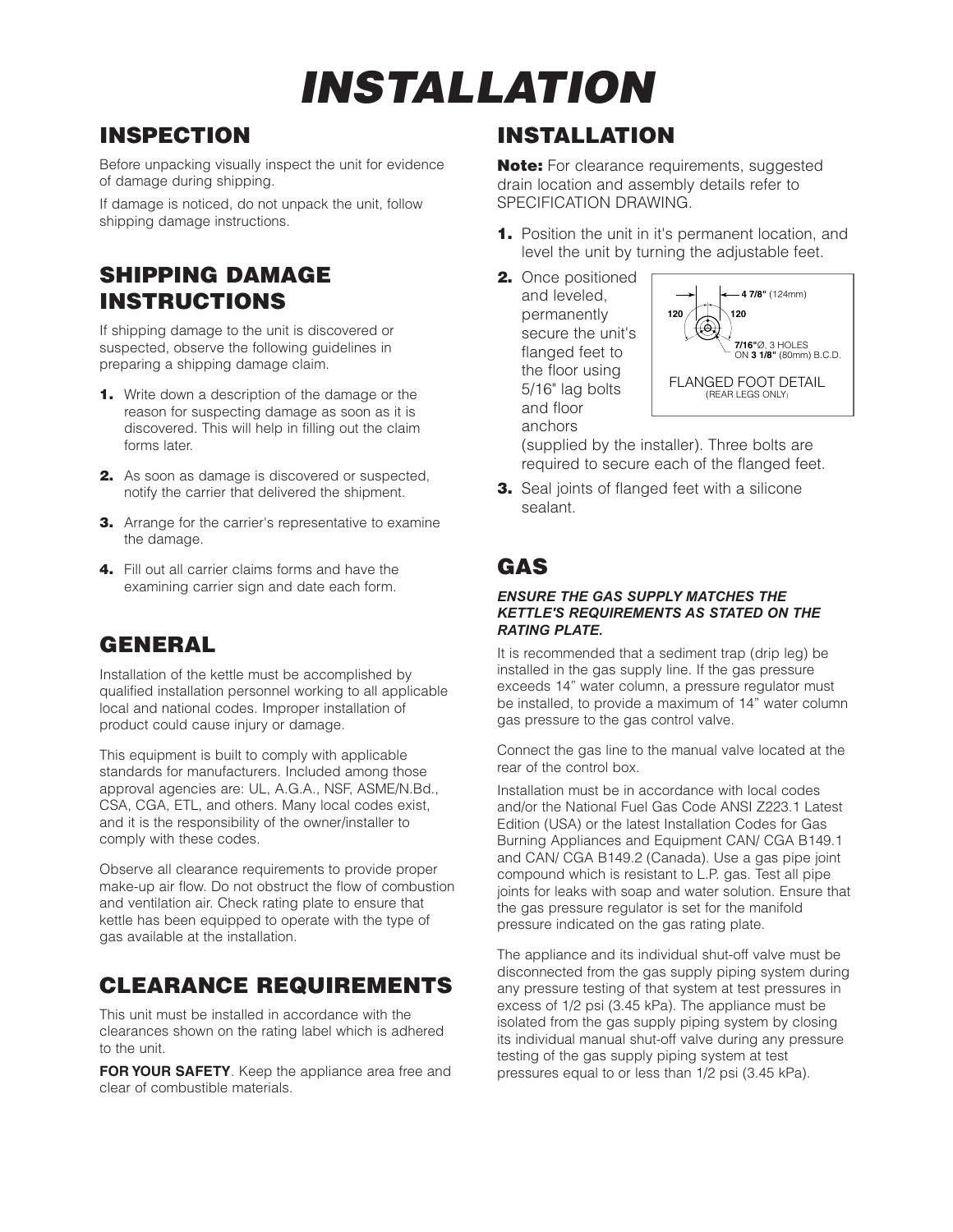# INSTALLATION

## INSPECTION

Before unpacking visually inspect the unit for evidence of damage during shipping.

If damage is noticed, do not unpack the unit, follow shipping damage instructions.

## SHIPPING DAMAGE INSTRUCTIONS

If shipping damage to the unit is discovered or suspected, observe the following guidelines in preparing a shipping damage claim.

1. Write down a description of the damage or the reason for suspecting damage as soon as it is discovered. This will help in filling out the claim forms later.
2. As soon as damage is discovered or suspected, notify the carrier that delivered the shipment.
3. Arrange for the carrier's representative to examine the damage.
4. Fill out all carrier claims forms and have the examining carrier sign and date each form.

## GENERAL

Installation of the kettle must be accomplished by qualified installation personnel working to all applicable local and national codes. Improper installation of product could cause injury or damage.

This equipment is built to comply with applicable standards for manufacturers. Included among those approval agencies are: UL, A.G.A., NSF, ASME/N.Bd., CSA, CGA, ETL, and others. Many local codes exist, and it is the responsibility of the owner/installer to comply with these codes.

Observe all clearance requirements to provide proper make-up air flow. Do not obstruct the flow of combustion and ventilation air. Check rating plate to ensure that kettle has been equipped to operate with the type of gas available at the installation.

## CLEARANCE REQUIREMENTS

This unit must be installed in accordance with the clearances shown on the rating label which is adhered to the unit.

**FOR YOUR SAFETY**. Keep the appliance area free and clear of combustible materials.

## INSTALLATION

**Note:** For clearance requirements, suggested drain location and assembly details refer to SPECIFICATION DRAWING.

1. Position the unit in it's permanent location, and level the unit by turning the adjustable feet.
2. Once positioned and leveled, permanently secure the unit's flanged feet to the floor using 5/16" lag bolts and floor anchors (supplied by the installer). Three bolts are required to secure each of the flanged feet.
3. Seal joints of flanged feet with a silicone sealant.

**4 7/8"** (124mm)
120 120
**7/16"**Ø, 3 HOLES ON **3 1/8"** (80mm) B.C.D.

FLANGED FOOT DETAIL
(REAR LEGS ONLY)

## GAS

***ENSURE THE GAS SUPPLY MATCHES THE KETTLE'S REQUIREMENTS AS STATED ON THE RATING PLATE.***

It is recommended that a sediment trap (drip leg) be installed in the gas supply line. If the gas pressure exceeds 14" water column, a pressure regulator must be installed, to provide a maximum of 14" water column gas pressure to the gas control valve.

Connect the gas line to the manual valve located at the rear of the control box.

Installation must be in accordance with local codes and/or the National Fuel Gas Code ANSI Z223.1 Latest Edition (USA) or the latest Installation Codes for Gas Burning Appliances and Equipment CAN/ CGA B149.1 and CAN/ CGA B149.2 (Canada). Use a gas pipe joint compound which is resistant to L.P. gas. Test all pipe joints for leaks with soap and water solution. Ensure that the gas pressure regulator is set for the manifold pressure indicated on the gas rating plate.

The appliance and its individual shut-off valve must be disconnected from the gas supply piping system during any pressure testing of that system at test pressures in excess of 1/2 psi (3.45 kPa). The appliance must be isolated from the gas supply piping system by closing its individual manual shut-off valve during any pressure testing of the gas supply piping system at test pressures equal to or less than 1/2 psi (3.45 kPa).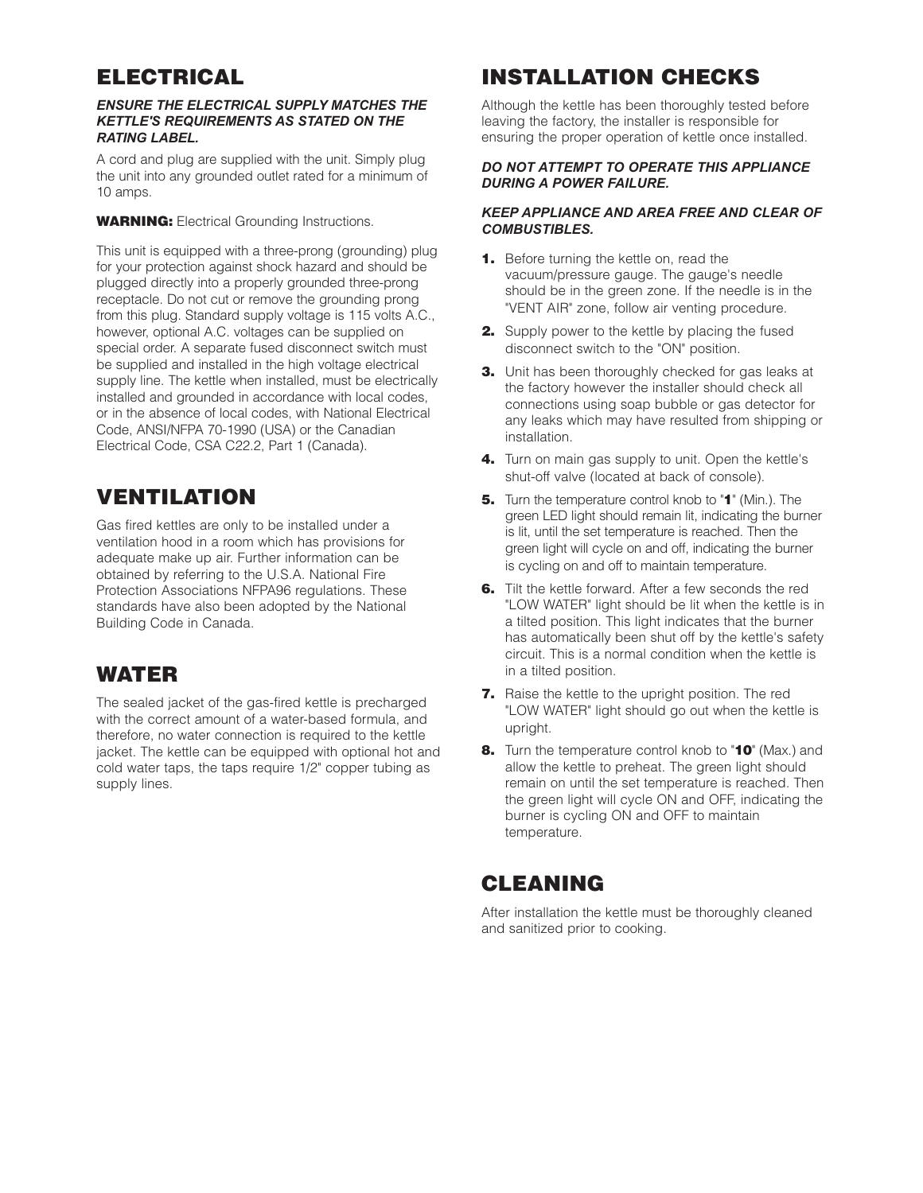## ELECTRICAL

***ENSURE THE ELECTRICAL SUPPLY MATCHES THE KETTLE'S REQUIREMENTS AS STATED ON THE RATING LABEL.***

A cord and plug are supplied with the unit. Simply plug the unit into any grounded outlet rated for a minimum of 10 amps.

**WARNING:** Electrical Grounding Instructions.

This unit is equipped with a three-prong (grounding) plug for your protection against shock hazard and should be plugged directly into a properly grounded three-prong receptacle. Do not cut or remove the grounding prong from this plug. Standard supply voltage is 115 volts A.C., however, optional A.C. voltages can be supplied on special order. A separate fused disconnect switch must be supplied and installed in the high voltage electrical supply line. The kettle when installed, must be electrically installed and grounded in accordance with local codes, or in the absence of local codes, with National Electrical Code, ANSI/NFPA 70-1990 (USA) or the Canadian Electrical Code, CSA C22.2, Part 1 (Canada).

## VENTILATION

Gas fired kettles are only to be installed under a ventilation hood in a room which has provisions for adequate make up air. Further information can be obtained by referring to the U.S.A. National Fire Protection Associations NFPA96 regulations. These standards have also been adopted by the National Building Code in Canada.

## WATER

The sealed jacket of the gas-fired kettle is precharged with the correct amount of a water-based formula, and therefore, no water connection is required to the kettle jacket. The kettle can be equipped with optional hot and cold water taps, the taps require 1/2" copper tubing as supply lines.

## INSTALLATION CHECKS

Although the kettle has been thoroughly tested before leaving the factory, the installer is responsible for ensuring the proper operation of kettle once installed.

***DO NOT ATTEMPT TO OPERATE THIS APPLIANCE DURING A POWER FAILURE.***

***KEEP APPLIANCE AND AREA FREE AND CLEAR OF COMBUSTIBLES.***

1. Before turning the kettle on, read the vacuum/pressure gauge. The gauge's needle should be in the green zone. If the needle is in the "VENT AIR" zone, follow air venting procedure.
2. Supply power to the kettle by placing the fused disconnect switch to the "ON" position.
3. Unit has been thoroughly checked for gas leaks at the factory however the installer should check all connections using soap bubble or gas detector for any leaks which may have resulted from shipping or installation.
4. Turn on main gas supply to unit. Open the kettle's shut-off valve (located at back of console).
5. Turn the temperature control knob to "**1**" (Min.). The green LED light should remain lit, indicating the burner is lit, until the set temperature is reached. Then the green light will cycle on and off, indicating the burner is cycling on and off to maintain temperature.
6. Tilt the kettle forward. After a few seconds the red "LOW WATER" light should be lit when the kettle is in a tilted position. This light indicates that the burner has automatically been shut off by the kettle's safety circuit. This is a normal condition when the kettle is in a tilted position.
7. Raise the kettle to the upright position. The red "LOW WATER" light should go out when the kettle is upright.
8. Turn the temperature control knob to "**10**" (Max.) and allow the kettle to preheat. The green light should remain on until the set temperature is reached. Then the green light will cycle ON and OFF, indicating the burner is cycling ON and OFF to maintain temperature.

## CLEANING

After installation the kettle must be thoroughly cleaned and sanitized prior to cooking.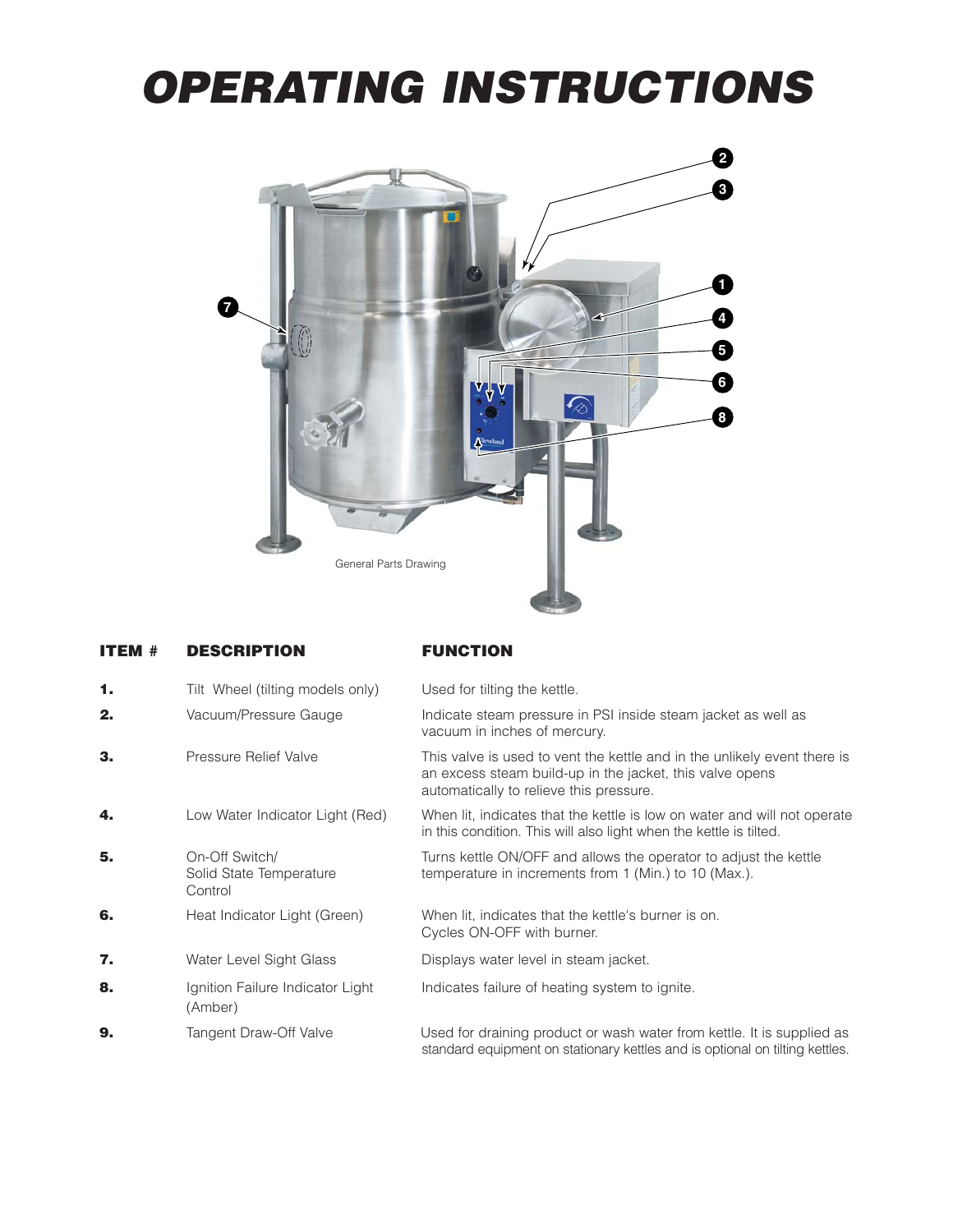# OPERATING INSTRUCTIONS

General Parts Drawing

| ITEM # | DESCRIPTION | FUNCTION |
|---|---|---|
| 1. | Tilt Wheel (tilting models only) | Used for tilting the kettle. |
| 2. | Vacuum/Pressure Gauge | Indicate steam pressure in PSI inside steam jacket as well as vacuum in inches of mercury. |
| 3. | Pressure Relief Valve | This valve is used to vent the kettle and in the unlikely event there is an excess steam build-up in the jacket, this valve opens automatically to relieve this pressure. |
| 4. | Low Water Indicator Light (Red) | When lit, indicates that the kettle is low on water and will not operate in this condition. This will also light when the kettle is tilted. |
| 5. | On-Off Switch/ Solid State Temperature Control | Turns kettle ON/OFF and allows the operator to adjust the kettle temperature in increments from 1 (Min.) to 10 (Max.). |
| 6. | Heat Indicator Light (Green) | When lit, indicates that the kettle's burner is on. Cycles ON-OFF with burner. |
| 7. | Water Level Sight Glass | Displays water level in steam jacket. |
| 8. | Ignition Failure Indicator Light (Amber) | Indicates failure of heating system to ignite. |
| 9. | Tangent Draw-Off Valve | Used for draining product or wash water from kettle. It is supplied as standard equipment on stationary kettles and is optional on tilting kettles. |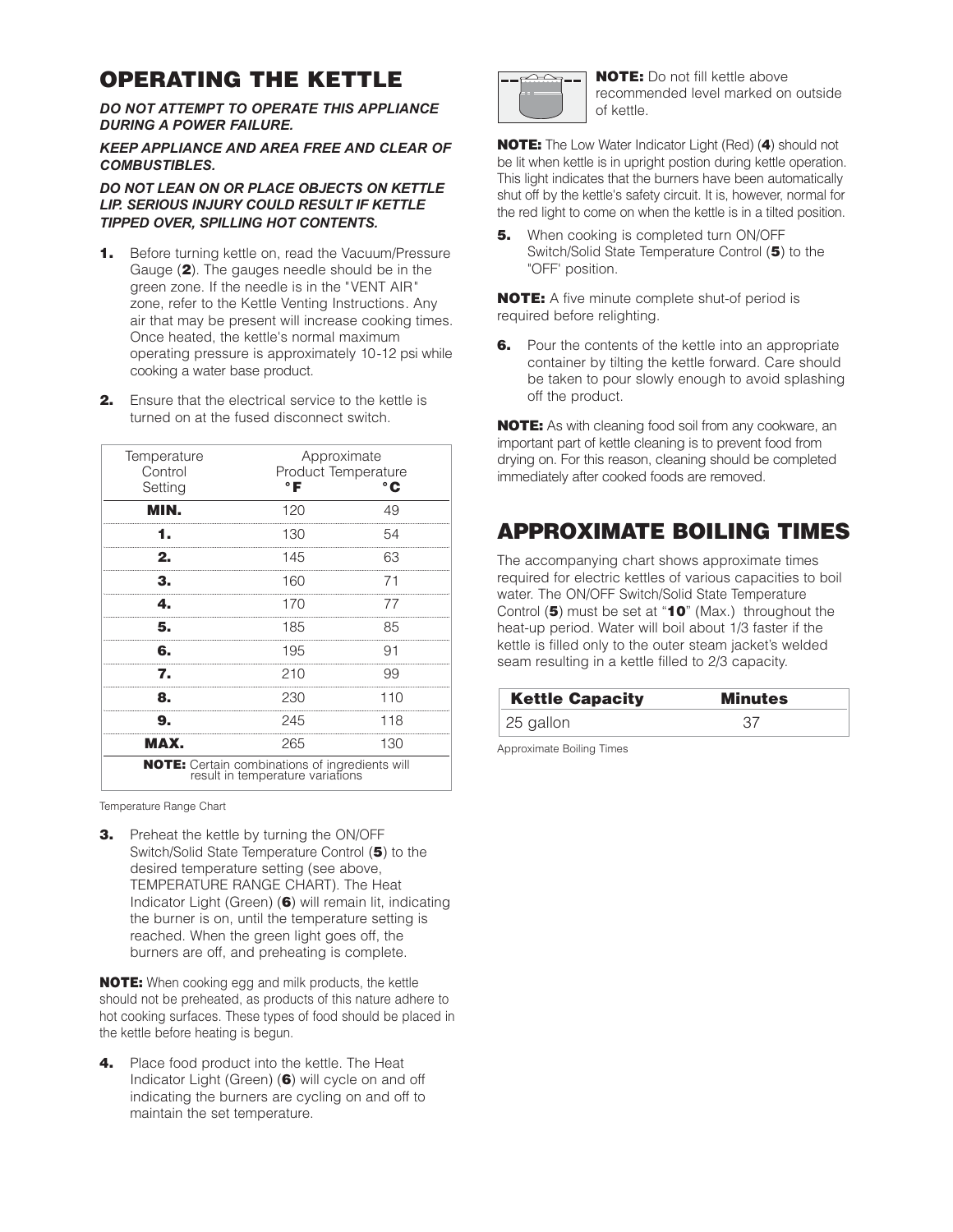## OPERATING THE KETTLE

***DO NOT ATTEMPT TO OPERATE THIS APPLIANCE DURING A POWER FAILURE.***

***KEEP APPLIANCE AND AREA FREE AND CLEAR OF COMBUSTIBLES.***

***DO NOT LEAN ON OR PLACE OBJECTS ON KETTLE LIP. SERIOUS INJURY COULD RESULT IF KETTLE TIPPED OVER, SPILLING HOT CONTENTS.***

**1.** Before turning kettle on, read the Vacuum/Pressure Gauge (**2**). The gauges needle should be in the green zone. If the needle is in the "VENT AIR" zone, refer to the Kettle Venting Instructions. Any air that may be present will increase cooking times. Once heated, the kettle's normal maximum operating pressure is approximately 10-12 psi while cooking a water base product.

**2.** Ensure that the electrical service to the kettle is turned on at the fused disconnect switch.

| Temperature Control Setting | Approximate Product Temperature °F | °C |
|---|---|---|
| **MIN.** | 120 | 49 |
| **1.** | 130 | 54 |
| **2.** | 145 | 63 |
| **3.** | 160 | 71 |
| **4.** | 170 | 77 |
| **5.** | 185 | 85 |
| **6.** | 195 | 91 |
| **7.** | 210 | 99 |
| **8.** | 230 | 110 |
| **9.** | 245 | 118 |
| **MAX.** | 265 | 130 |
| **NOTE:** Certain combinations of ingredients will result in temperature variations | | |

Temperature Range Chart

**3.** Preheat the kettle by turning the ON/OFF Switch/Solid State Temperature Control (**5**) to the desired temperature setting (see above, TEMPERATURE RANGE CHART). The Heat Indicator Light (Green) (**6**) will remain lit, indicating the burner is on, until the temperature setting is reached. When the green light goes off, the burners are off, and preheating is complete.

**NOTE:** When cooking egg and milk products, the kettle should not be preheated, as products of this nature adhere to hot cooking surfaces. These types of food should be placed in the kettle before heating is begun.

**4.** Place food product into the kettle. The Heat Indicator Light (Green) (**6**) will cycle on and off indicating the burners are cycling on and off to maintain the set temperature.

**NOTE:** Do not fill kettle above recommended level marked on outside of kettle.

**NOTE:** The Low Water Indicator Light (Red) (**4**) should not be lit when kettle is in upright postion during kettle operation. This light indicates that the burners have been automatically shut off by the kettle's safety circuit. It is, however, normal for the red light to come on when the kettle is in a tilted position.

**5.** When cooking is completed turn ON/OFF Switch/Solid State Temperature Control (**5**) to the "OFF" position.

**NOTE:** A five minute complete shut-of period is required before relighting.

**6.** Pour the contents of the kettle into an appropriate container by tilting the kettle forward. Care should be taken to pour slowly enough to avoid splashing off the product.

**NOTE:** As with cleaning food soil from any cookware, an important part of kettle cleaning is to prevent food from drying on. For this reason, cleaning should be completed immediately after cooked foods are removed.

## APPROXIMATE BOILING TIMES

The accompanying chart shows approximate times required for electric kettles of various capacities to boil water. The ON/OFF Switch/Solid State Temperature Control (**5**) must be set at "**10**" (Max.) throughout the heat-up period. Water will boil about 1/3 faster if the kettle is filled only to the outer steam jacket's welded seam resulting in a kettle filled to 2/3 capacity.

| Kettle Capacity | Minutes |
|---|---|
| 25 gallon | 37 |

Approximate Boiling Times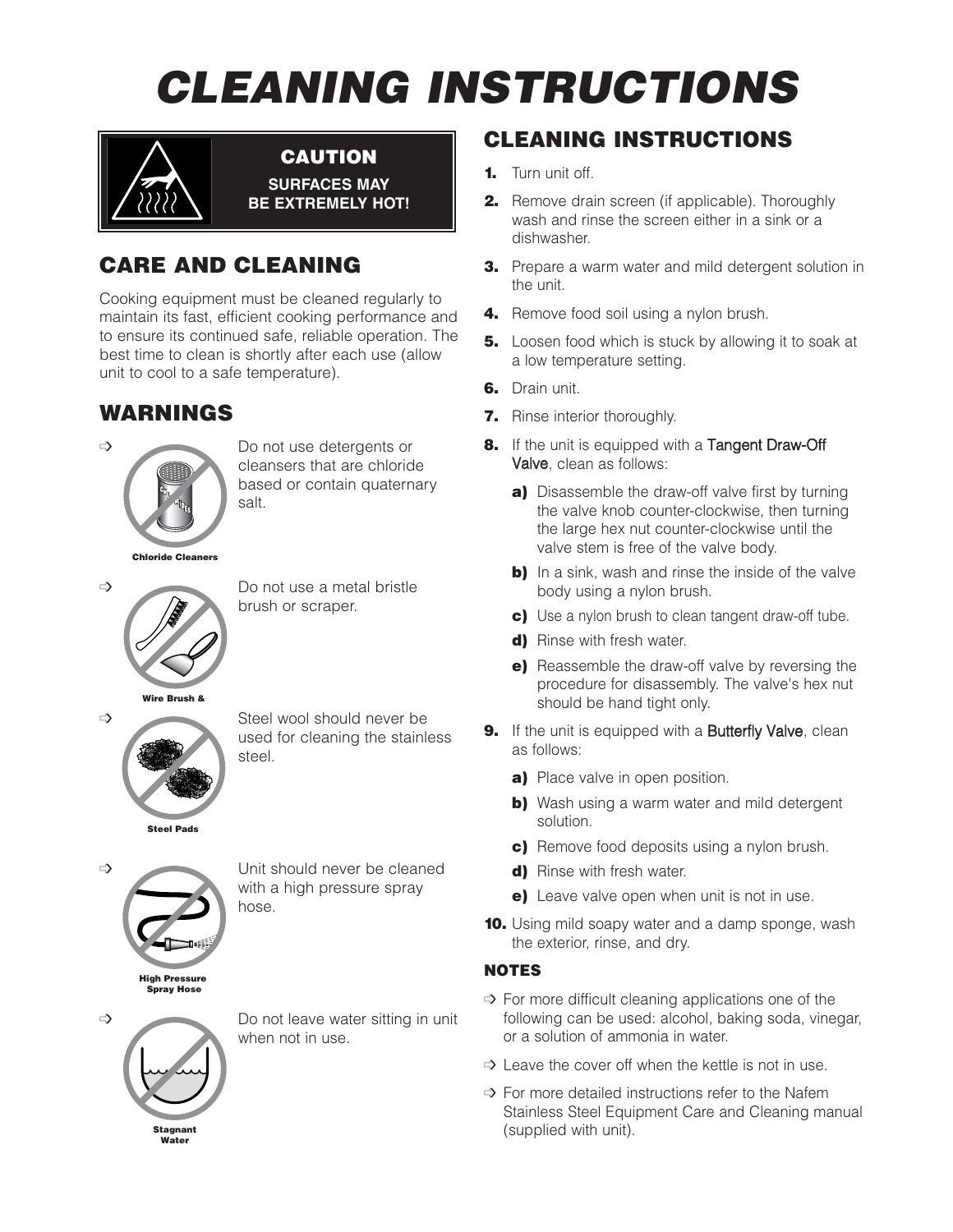# CLEANING INSTRUCTIONS

**CAUTION**

**SURFACES MAY BE EXTREMELY HOT!**

## CARE AND CLEANING

Cooking equipment must be cleaned regularly to maintain its fast, efficient cooking performance and to ensure its continued safe, reliable operation. The best time to clean is shortly after each use (allow unit to cool to a safe temperature).

## WARNINGS

- Do not use detergents or cleansers that are chloride based or contain quaternary salt.

  Chloride Cleaners

- Do not use a metal bristle brush or scraper.

  Wire Brush &

- Steel wool should never be used for cleaning the stainless steel.

  Steel Pads

- Unit should never be cleaned with a high pressure spray hose.

  High Pressure Spray Hose

- Do not leave water sitting in unit when not in use.

  Stagnant Water

## CLEANING INSTRUCTIONS

1. Turn unit off.
2. Remove drain screen (if applicable). Thoroughly wash and rinse the screen either in a sink or a dishwasher.
3. Prepare a warm water and mild detergent solution in the unit.
4. Remove food soil using a nylon brush.
5. Loosen food which is stuck by allowing it to soak at a low temperature setting.
6. Drain unit.
7. Rinse interior thoroughly.
8. If the unit is equipped with a Tangent Draw-Off Valve, clean as follows:
   - **a)** Disassemble the draw-off valve first by turning the valve knob counter-clockwise, then turning the large hex nut counter-clockwise until the valve stem is free of the valve body.
   - **b)** In a sink, wash and rinse the inside of the valve body using a nylon brush.
   - **c)** Use a nylon brush to clean tangent draw-off tube.
   - **d)** Rinse with fresh water.
   - **e)** Reassemble the draw-off valve by reversing the procedure for disassembly. The valve's hex nut should be hand tight only.
9. If the unit is equipped with a Butterfly Valve, clean as follows:
   - **a)** Place valve in open position.
   - **b)** Wash using a warm water and mild detergent solution.
   - **c)** Remove food deposits using a nylon brush.
   - **d)** Rinse with fresh water.
   - **e)** Leave valve open when unit is not in use.
10. Using mild soapy water and a damp sponge, wash the exterior, rinse, and dry.

### NOTES

- For more difficult cleaning applications one of the following can be used: alcohol, baking soda, vinegar, or a solution of ammonia in water.
- Leave the cover off when the kettle is not in use.
- For more detailed instructions refer to the Nafem Stainless Steel Equipment Care and Cleaning manual (supplied with unit).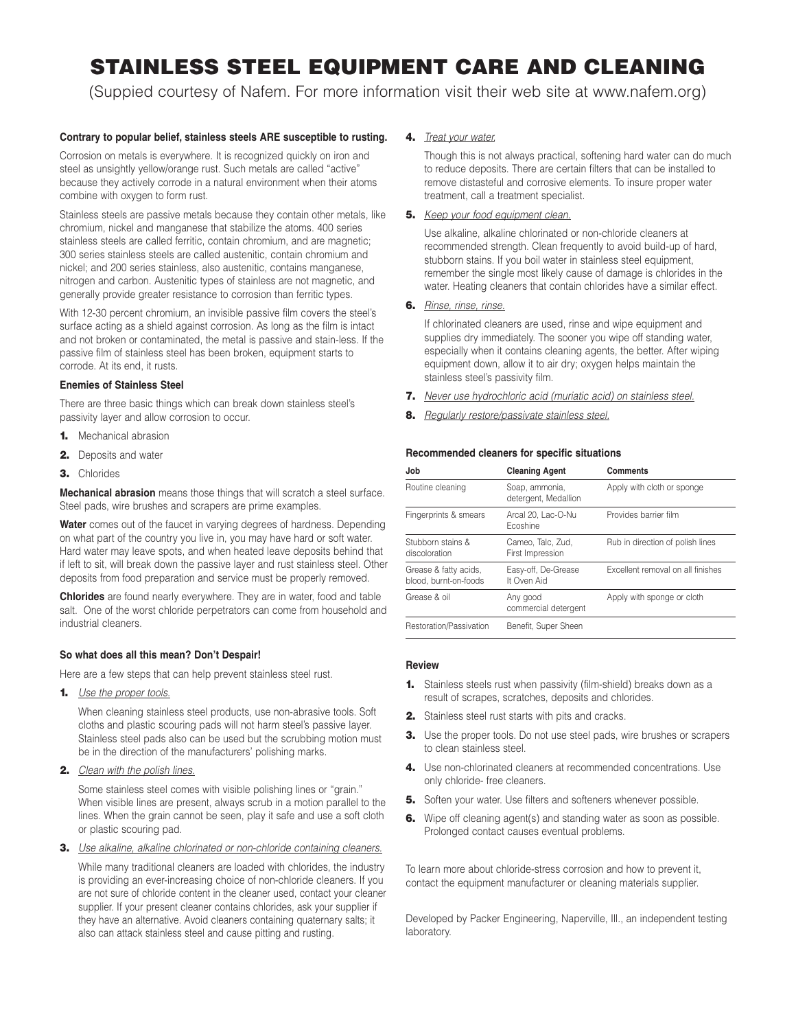# STAINLESS STEEL EQUIPMENT CARE AND CLEANING

(Suppied courtesy of Nafem. For more information visit their web site at www.nafem.org)

**Contrary to popular belief, stainless steels ARE susceptible to rusting.**

Corrosion on metals is everywhere. It is recognized quickly on iron and steel as unsightly yellow/orange rust. Such metals are called "active" because they actively corrode in a natural environment when their atoms combine with oxygen to form rust.

Stainless steels are passive metals because they contain other metals, like chromium, nickel and manganese that stabilize the atoms. 400 series stainless steels are called ferritic, contain chromium, and are magnetic; 300 series stainless steels are called austenitic, contain chromium and nickel; and 200 series stainless, also austenitic, contains manganese, nitrogen and carbon. Austenitic types of stainless are not magnetic, and generally provide greater resistance to corrosion than ferritic types.

With 12-30 percent chromium, an invisible passive film covers the steel's surface acting as a shield against corrosion. As long as the film is intact and not broken or contaminated, the metal is passive and stain-less. If the passive film of stainless steel has been broken, equipment starts to corrode. At its end, it rusts.

**Enemies of Stainless Steel**

There are three basic things which can break down stainless steel's passivity layer and allow corrosion to occur.

1. Mechanical abrasion
2. Deposits and water
3. Chlorides

**Mechanical abrasion** means those things that will scratch a steel surface. Steel pads, wire brushes and scrapers are prime examples.

**Water** comes out of the faucet in varying degrees of hardness. Depending on what part of the country you live in, you may have hard or soft water. Hard water may leave spots, and when heated leave deposits behind that if left to sit, will break down the passive layer and rust stainless steel. Other deposits from food preparation and service must be properly removed.

**Chlorides** are found nearly everywhere. They are in water, food and table salt. One of the worst chloride perpetrators can come from household and industrial cleaners.

**So what does all this mean? Don't Despair!**

Here are a few steps that can help prevent stainless steel rust.

1. *Use the proper tools.*

   When cleaning stainless steel products, use non-abrasive tools. Soft cloths and plastic scouring pads will not harm steel's passive layer. Stainless steel pads also can be used but the scrubbing motion must be in the direction of the manufacturers' polishing marks.

2. *Clean with the polish lines.*

   Some stainless steel comes with visible polishing lines or "grain." When visible lines are present, always scrub in a motion parallel to the lines. When the grain cannot be seen, play it safe and use a soft cloth or plastic scouring pad.

3. *Use alkaline, alkaline chlorinated or non-chloride containing cleaners.*

   While many traditional cleaners are loaded with chlorides, the industry is providing an ever-increasing choice of non-chloride cleaners. If you are not sure of chloride content in the cleaner used, contact your cleaner supplier. If your present cleaner contains chlorides, ask your supplier if they have an alternative. Avoid cleaners containing quaternary salts; it also can attack stainless steel and cause pitting and rusting.

4. *Treat your water.*

   Though this is not always practical, softening hard water can do much to reduce deposits. There are certain filters that can be installed to remove distasteful and corrosive elements. To insure proper water treatment, call a treatment specialist.

5. *Keep your food equipment clean.*

   Use alkaline, alkaline chlorinated or non-chloride cleaners at recommended strength. Clean frequently to avoid build-up of hard, stubborn stains. If you boil water in stainless steel equipment, remember the single most likely cause of damage is chlorides in the water. Heating cleaners that contain chlorides have a similar effect.

6. *Rinse, rinse, rinse.*

   If chlorinated cleaners are used, rinse and wipe equipment and supplies dry immediately. The sooner you wipe off standing water, especially when it contains cleaning agents, the better. After wiping equipment down, allow it to air dry; oxygen helps maintain the stainless steel's passivity film.

7. *Never use hydrochloric acid (muriatic acid) on stainless steel.*
8. *Regularly restore/passivate stainless steel.*

**Recommended cleaners for specific situations**

| Job | Cleaning Agent | Comments |
|---|---|---|
| Routine cleaning | Soap, ammonia, detergent, Medallion | Apply with cloth or sponge |
| Fingerprints & smears | Arcal 20, Lac-O-Nu Ecoshine | Provides barrier film |
| Stubborn stains & discoloration | Cameo, Talc, Zud, First Impression | Rub in direction of polish lines |
| Grease & fatty acids, blood, burnt-on-foods | Easy-off, De-Grease It Oven Aid | Excellent removal on all finishes |
| Grease & oil | Any good commercial detergent | Apply with sponge or cloth |
| Restoration/Passivation | Benefit, Super Sheen | |

**Review**

1. Stainless steels rust when passivity (film-shield) breaks down as a result of scrapes, scratches, deposits and chlorides.
2. Stainless steel rust starts with pits and cracks.
3. Use the proper tools. Do not use steel pads, wire brushes or scrapers to clean stainless steel.
4. Use non-chlorinated cleaners at recommended concentrations. Use only chloride- free cleaners.
5. Soften your water. Use filters and softeners whenever possible.
6. Wipe off cleaning agent(s) and standing water as soon as possible. Prolonged contact causes eventual problems.

To learn more about chloride-stress corrosion and how to prevent it, contact the equipment manufacturer or cleaning materials supplier.

Developed by Packer Engineering, Naperville, Ill., an independent testing laboratory.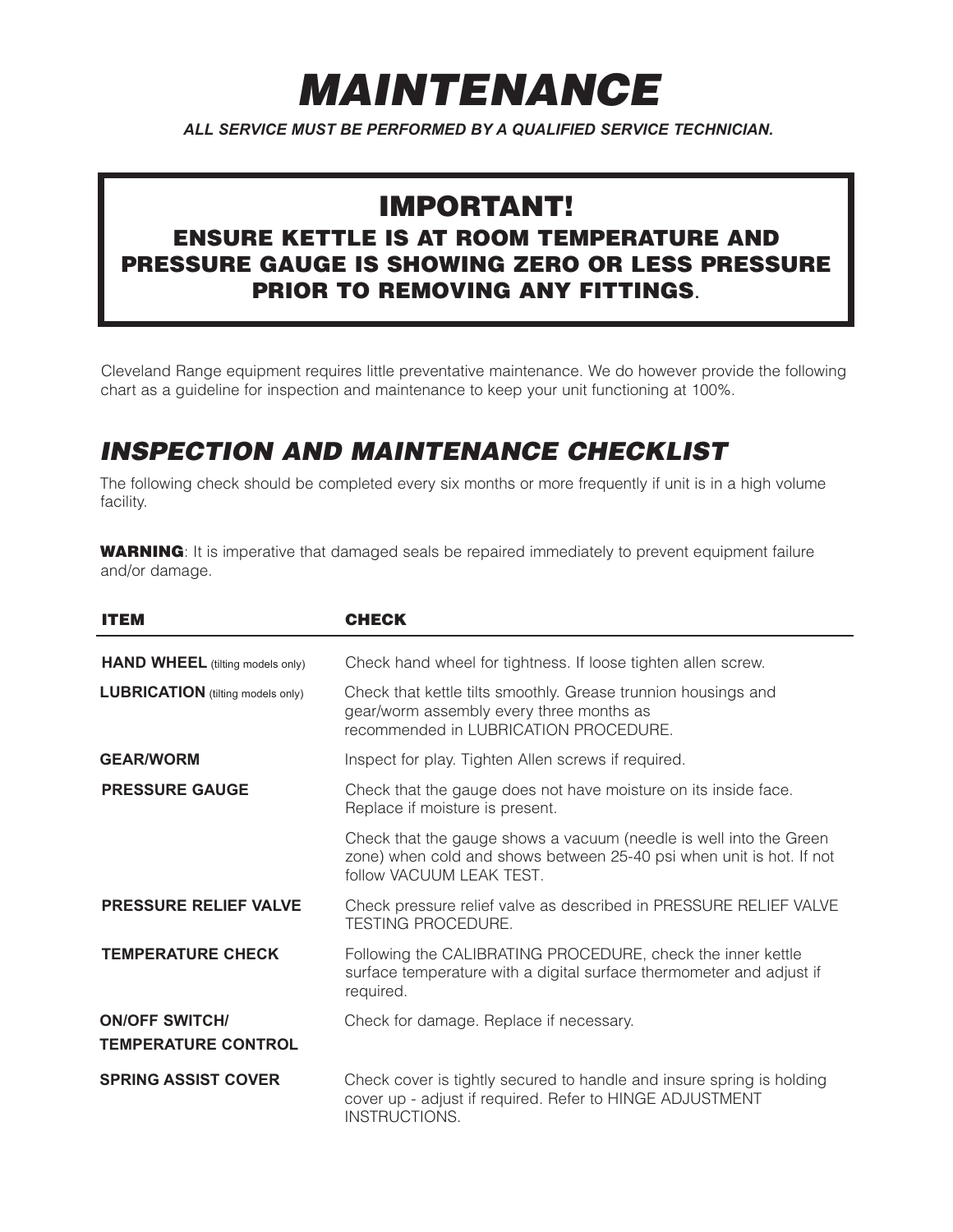# *MAINTENANCE*

***ALL SERVICE MUST BE PERFORMED BY A QUALIFIED SERVICE TECHNICIAN.***

> ## IMPORTANT!
> **ENSURE KETTLE IS AT ROOM TEMPERATURE AND PRESSURE GAUGE IS SHOWING ZERO OR LESS PRESSURE PRIOR TO REMOVING ANY FITTINGS.**

Cleveland Range equipment requires little preventative maintenance. We do however provide the following chart as a guideline for inspection and maintenance to keep your unit functioning at 100%.

## *INSPECTION AND MAINTENANCE CHECKLIST*

The following check should be completed every six months or more frequently if unit is in a high volume facility.

**WARNING**: It is imperative that damaged seals be repaired immediately to prevent equipment failure and/or damage.

| ITEM | CHECK |
|---|---|
| **HAND WHEEL** (tilting models only) | Check hand wheel for tightness. If loose tighten allen screw. |
| **LUBRICATION** (tilting models only) | Check that kettle tilts smoothly. Grease trunnion housings and gear/worm assembly every three months as recommended in LUBRICATION PROCEDURE. |
| **GEAR/WORM** | Inspect for play. Tighten Allen screws if required. |
| **PRESSURE GAUGE** | Check that the gauge does not have moisture on its inside face. Replace if moisture is present. |
| | Check that the gauge shows a vacuum (needle is well into the Green zone) when cold and shows between 25-40 psi when unit is hot. If not follow VACUUM LEAK TEST. |
| **PRESSURE RELIEF VALVE** | Check pressure relief valve as described in PRESSURE RELIEF VALVE TESTING PROCEDURE. |
| **TEMPERATURE CHECK** | Following the CALIBRATING PROCEDURE, check the inner kettle surface temperature with a digital surface thermometer and adjust if required. |
| **ON/OFF SWITCH/ TEMPERATURE CONTROL** | Check for damage. Replace if necessary. |
| **SPRING ASSIST COVER** | Check cover is tightly secured to handle and insure spring is holding cover up - adjust if required. Refer to HINGE ADJUSTMENT INSTRUCTIONS. |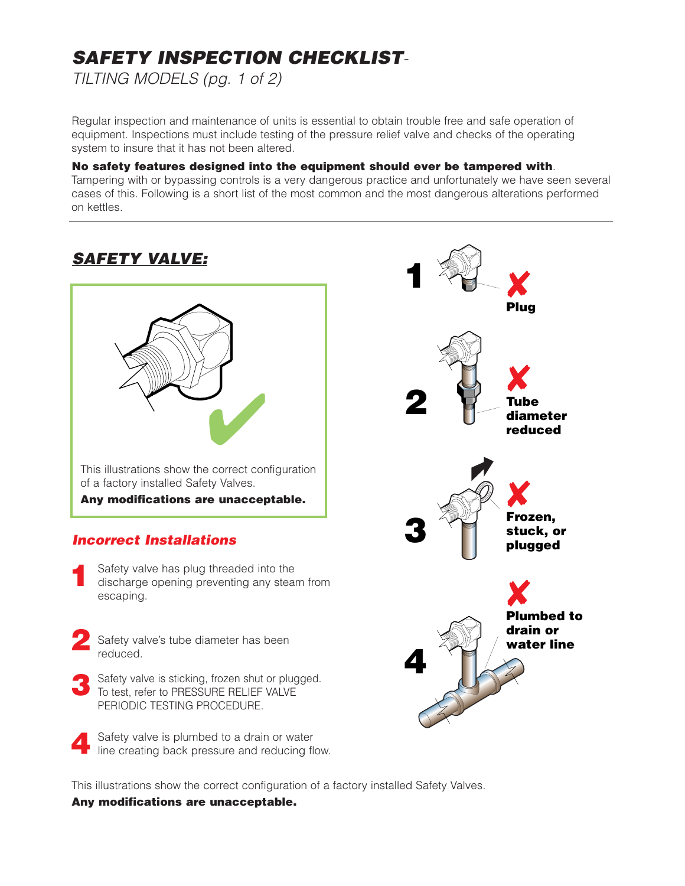# SAFETY INSPECTION CHECKLIST-

*TILTING MODELS (pg. 1 of 2)*

Regular inspection and maintenance of units is essential to obtain trouble free and safe operation of equipment. Inspections must include testing of the pressure relief valve and checks of the operating system to insure that it has not been altered.

**No safety features designed into the equipment should ever be tampered with**. Tampering with or bypassing controls is a very dangerous practice and unfortunately we have seen several cases of this. Following is a short list of the most common and the most dangerous alterations performed on kettles.

---

## SAFETY VALVE:

This illustrations show the correct configuration of a factory installed Safety Valves.

**Any modifications are unacceptable.**

### Incorrect Installations

1. Safety valve has plug threaded into the discharge opening preventing any steam from escaping.
2. Safety valve's tube diameter has been reduced.
3. Safety valve is sticking, frozen shut or plugged. To test, refer to PRESSURE RELIEF VALVE PERIODIC TESTING PROCEDURE.
4. Safety valve is plumbed to a drain or water line creating back pressure and reducing flow.

1 **Plug**

2 **Tube diameter reduced**

3 **Frozen, stuck, or plugged**

4 **Plumbed to drain or water line**

This illustrations show the correct configuration of a factory installed Safety Valves.

**Any modifications are unacceptable.**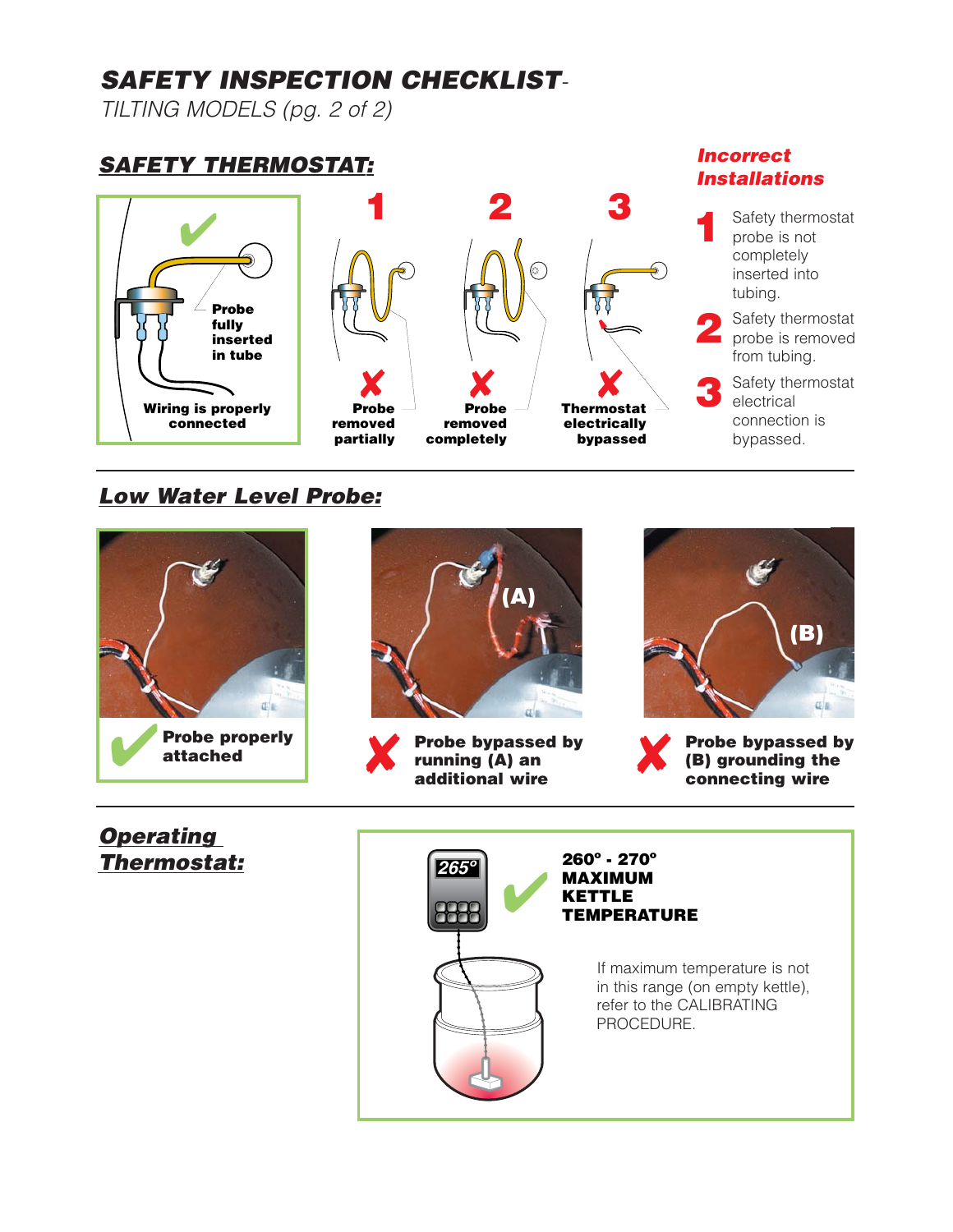# *SAFETY INSPECTION CHECKLIST*-

*TILTING MODELS (pg. 2 of 2)*

## SAFETY THERMOSTAT:

✔ **Probe fully inserted in tube**

**Wiring is properly connected**

**1** ✘ **Probe removed partially**

**2** ✘ **Probe removed completely**

**3** ✘ **Thermostat electrically bypassed**

### *Incorrect Installations*

1. Safety thermostat probe is not completely inserted into tubing.
2. Safety thermostat probe is removed from tubing.
3. Safety thermostat electrical connection is bypassed.

---

## Low Water Level Probe:

✔ **Probe properly attached**

✘ **Probe bypassed by running (A) an additional wire**

✘ **Probe bypassed by (B) grounding the connecting wire**

---

## Operating Thermostat:

265°

✔ **260° - 270° MAXIMUM KETTLE TEMPERATURE**

If maximum temperature is not in this range (on empty kettle), refer to the CALIBRATING PROCEDURE.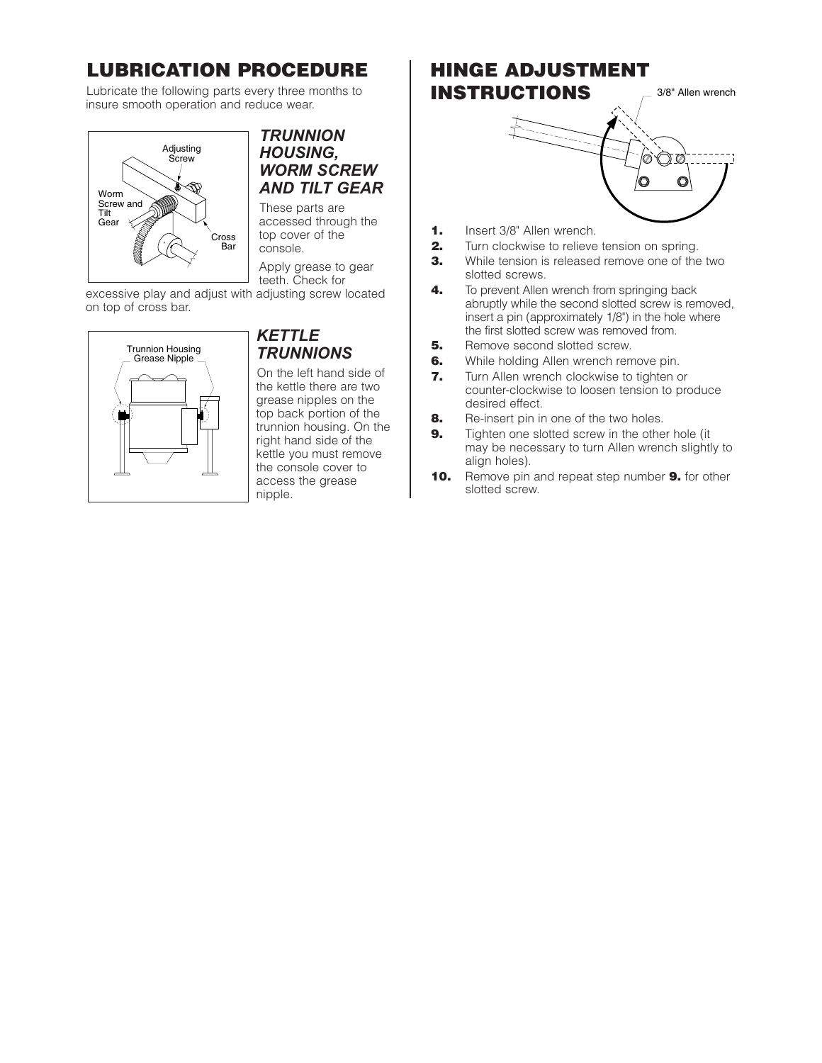# LUBRICATION PROCEDURE

Lubricate the following parts every three months to insure smooth operation and reduce wear.

Adjusting Screw

Worm Screw and Tilt Gear

Cross Bar

### *TRUNNION HOUSING, WORM SCREW AND TILT GEAR*

These parts are accessed through the top cover of the console.

Apply grease to gear teeth. Check for excessive play and adjust with adjusting screw located on top of cross bar.

Trunnion Housing Grease Nipple

### *KETTLE TRUNNIONS*

On the left hand side of the kettle there are two grease nipples on the top back portion of the trunnion housing. On the right hand side of the kettle you must remove the console cover to access the grease nipple.

# HINGE ADJUSTMENT INSTRUCTIONS

3/8" Allen wrench

1. Insert 3/8" Allen wrench.
2. Turn clockwise to relieve tension on spring.
3. While tension is released remove one of the two slotted screws.
4. To prevent Allen wrench from springing back abruptly while the second slotted screw is removed, insert a pin (approximately 1/8") in the hole where the first slotted screw was removed from.
5. Remove second slotted screw.
6. While holding Allen wrench remove pin.
7. Turn Allen wrench clockwise to tighten or counter-clockwise to loosen tension to produce desired effect.
8. Re-insert pin in one of the two holes.
9. Tighten one slotted screw in the other hole (it may be necessary to turn Allen wrench slightly to align holes).
10. Remove pin and repeat step number **9.** for other slotted screw.